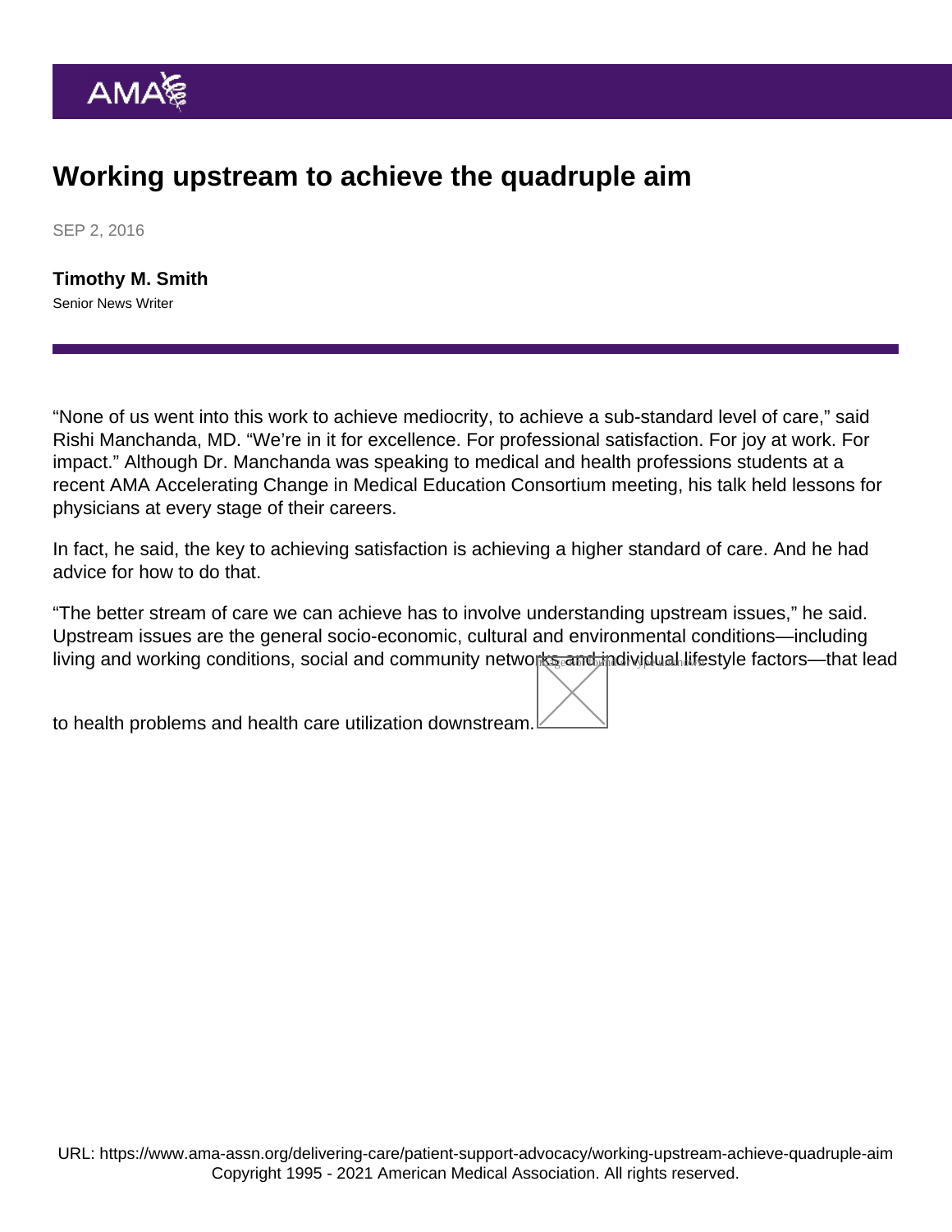# Working upstream to achieve the quadruple aim

SEP 2, 2016

**Timothy M. Smith**
Senior News Writer

"None of us went into this work to achieve mediocrity, to achieve a sub-standard level of care," said Rishi Manchanda, MD. "We're in it for excellence. For professional satisfaction. For joy at work. For impact." Although Dr. Manchanda was speaking to medical and health professions students at a recent AMA Accelerating Change in Medical Education Consortium meeting, his talk held lessons for physicians at every stage of their careers.

In fact, he said, the key to achieving satisfaction is achieving a higher standard of care. And he had advice for how to do that.

"The better stream of care we can achieve has to involve understanding upstream issues," he said. Upstream issues are the general socio-economic, cultural and environmental conditions—including living and working conditions, social and community networks and individual lifestyle factors—that lead to health problems and health care utilization downstream.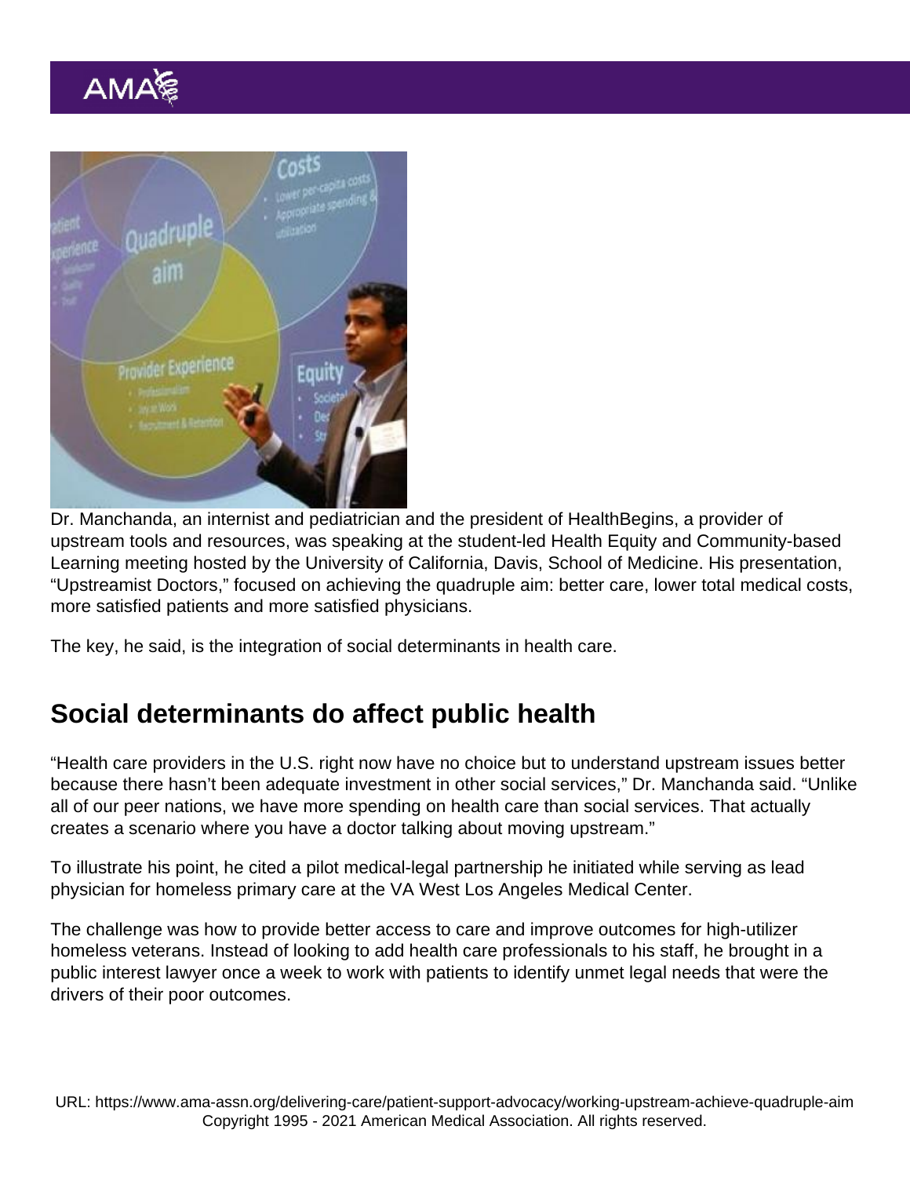Dr. Manchanda, an internist and pediatrician and the president of HealthBegins, a provider of upstream tools and resources, was speaking at the student-led Health Equity and Community-based Learning meeting hosted by the University of California, Davis, School of Medicine. His presentation, "Upstreamist Doctors," focused on achieving the quadruple aim: better care, lower total medical costs, more satisfied patients and more satisfied physicians.

The key, he said, is the integration of social determinants in health care.

## Social determinants do affect public health

"Health care providers in the U.S. right now have no choice but to understand upstream issues better because there hasn't been adequate investment in other social services," Dr. Manchanda said. "Unlike all of our peer nations, we have more spending on health care than social services. That actually creates a scenario where you have a doctor talking about moving upstream."

To illustrate his point, he cited a pilot medical-legal partnership he initiated while serving as lead physician for homeless primary care at the VA West Los Angeles Medical Center.

The challenge was how to provide better access to care and improve outcomes for high-utilizer homeless veterans. Instead of looking to add health care professionals to his staff, he brought in a public interest lawyer once a week to work with patients to identify unmet legal needs that were the drivers of their poor outcomes.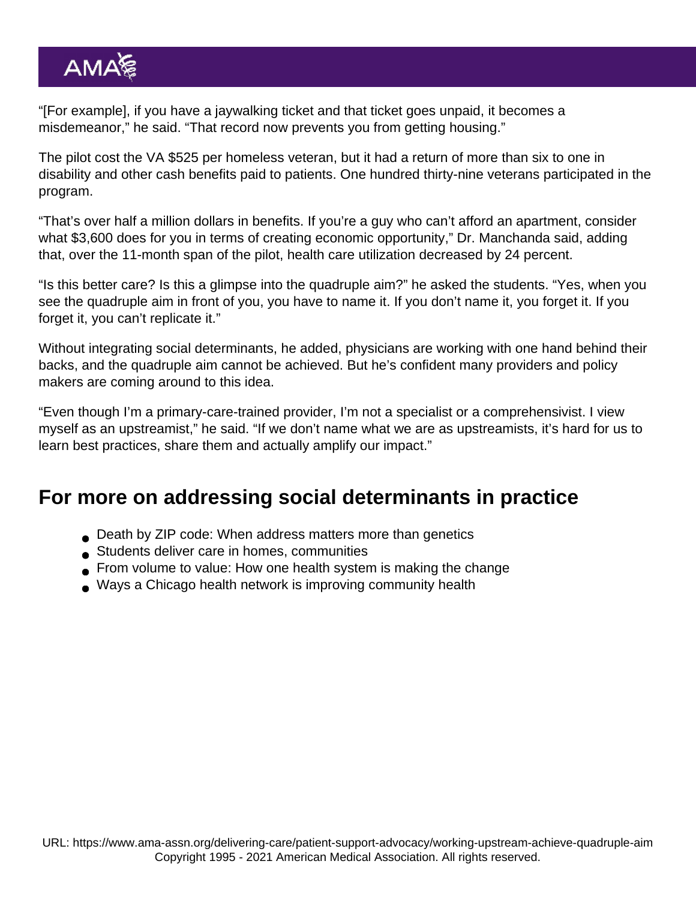"[For example], if you have a jaywalking ticket and that ticket goes unpaid, it becomes a misdemeanor," he said. "That record now prevents you from getting housing."

The pilot cost the VA $525 per homeless veteran, but it had a return of more than six to one in disability and other cash benefits paid to patients. One hundred thirty-nine veterans participated in the program.

"That's over half a million dollars in benefits. If you're a guy who can't afford an apartment, consider what $3,600 does for you in terms of creating economic opportunity," Dr. Manchanda said, adding that, over the 11-month span of the pilot, health care utilization decreased by 24 percent.

"Is this better care? Is this a glimpse into the quadruple aim?" he asked the students. "Yes, when you see the quadruple aim in front of you, you have to name it. If you don't name it, you forget it. If you forget it, you can't replicate it."

Without integrating social determinants, he added, physicians are working with one hand behind their backs, and the quadruple aim cannot be achieved. But he's confident many providers and policy makers are coming around to this idea.

"Even though I'm a primary-care-trained provider, I'm not a specialist or a comprehensivist. I view myself as an upstreamist," he said. "If we don't name what we are as upstreamists, it's hard for us to learn best practices, share them and actually amplify our impact."

## For more on addressing social determinants in practice

- Death by ZIP code: When address matters more than genetics
- Students deliver care in homes, communities
- From volume to value: How one health system is making the change
- Ways a Chicago health network is improving community health